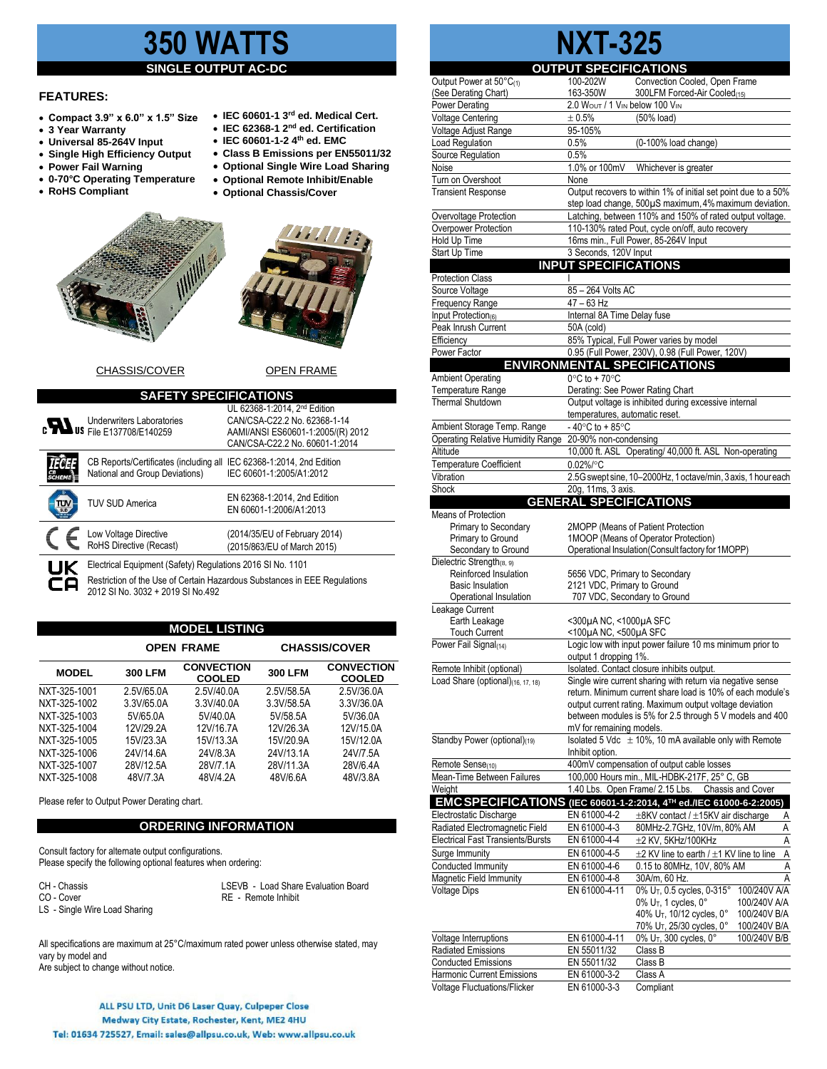# 350 WATTS

## SINGLE OUTPUT AC-DC

# NXT-325

### FEATURES:

- **Compact 3.9" x 6.0" x 1.5" Size**
- **3 Year Warranty**
- **Universal 85-264V Input**
- **Single High Efficiency Output**
- **Power Fail Warning**
- **0-70°C Operating Temperature**
- **RoHS Compliant**
- **IEC 60601-1 3rd ed. Medical Cert.**
- **IEC 62368-1 2nd ed. Certification**
- **IEC 60601-1-2 4th ed. EMC**
- **Class B Emissions per EN55011/32**
- **Optional Single Wire Load Sharing**
- **Optional Remote Inhibit/Enable**
- **Optional Chassis/Cover**

CHASSIS/COVER　　　　OPEN FRAME

### SAFETY SPECIFICATIONS

| | | |
|---|---|---|
| UL | Underwriters Laboratories File E137708/E140259 | UL 62368-1:2014, 2nd Edition CAN/CSA-C22.2 No. 62368-1-14 AAMI/ANSI ES60601-1:2005/(R) 2012 CAN/CSA-C22.2 No. 60601-1:2014 |
| IECEE CB SCHEME | CB Reports/Certificates (including all National and Group Deviations) | IEC 62368-1:2014, 2nd Edition IEC 60601-1:2005/A1:2012 |
| TÜV | TUV SUD America | EN 62368-1:2014, 2nd Edition EN 60601-1:2006/A1:2013 |
| CE | Low Voltage Directive RoHS Directive (Recast) | (2014/35/EU of February 2014) (2015/863/EU of March 2015) |
| UKCA | Electrical Equipment (Safety) Regulations 2016 SI No. 1101 Restriction of the Use of Certain Hazardous Substances in EEE Regulations 2012 SI No. 3032 + 2019 SI No.492 | |

### MODEL LISTING

| MODEL | OPEN FRAME 300 LFM | OPEN FRAME CONVECTION COOLED | CHASSIS/COVER 300 LFM | CHASSIS/COVER CONVECTION COOLED |
|---|---|---|---|---|
| NXT-325-1001 | 2.5V/65.0A | 2.5V/40.0A | 2.5V/58.5A | 2.5V/36.0A |
| NXT-325-1002 | 3.3V/65.0A | 3.3V/40.0A | 3.3V/58.5A | 3.3V/36.0A |
| NXT-325-1003 | 5V/65.0A | 5V/40.0A | 5V/58.5A | 5V/36.0A |
| NXT-325-1004 | 12V/29.2A | 12V/16.7A | 12V/26.3A | 12V/15.0A |
| NXT-325-1005 | 15V/23.3A | 15V/13.3A | 15V/20.9A | 15V/12.0A |
| NXT-325-1006 | 24V/14.6A | 24V/8.3A | 24V/13.1A | 24V/7.5A |
| NXT-325-1007 | 28V/12.5A | 28V/7.1A | 28V/11.3A | 28V/6.4A |
| NXT-325-1008 | 48V/7.3A | 48V/4.2A | 48V/6.6A | 48V/3.8A |

Please refer to Output Power Derating chart.

### ORDERING INFORMATION

Consult factory for alternate output configurations.
Please specify the following optional features when ordering:

CH - Chassis
CO - Cover
LS - Single Wire Load Sharing
LSEVB - Load Share Evaluation Board
RE - Remote Inhibit

All specifications are maximum at 25°C/maximum rated power unless otherwise stated, may vary by model and
Are subject to change without notice.

### OUTPUT SPECIFICATIONS

| | | |
|---|---|---|
| Output Power at 50°C(1) | 100-202W | Convection Cooled, Open Frame |
| (See Derating Chart) | 163-350W | 300LFM Forced-Air Cooled(15) |
| Power Derating | 2.0 WOUT / 1 VIN below 100 VIN | |
| Voltage Centering | ± 0.5% | (50% load) |
| Voltage Adjust Range | 95-105% | |
| Load Regulation | 0.5% | (0-100% load change) |
| Source Regulation | 0.5% | |
| Noise | 1.0% or 100mV | Whichever is greater |
| Turn on Overshoot | None | |
| Transient Response | Output recovers to within 1% of initial set point due to a 50% step load change, 500µS maximum, 4% maximum deviation. | |
| Overvoltage Protection | Latching, between 110% and 150% of rated output voltage. | |
| Overpower Protection | 110-130% rated Pout, cycle on/off, auto recovery | |
| Hold Up Time | 16ms min., Full Power, 85-264V Input | |
| Start Up Time | 3 Seconds, 120V Input | |

### INPUT SPECIFICATIONS

| | |
|---|---|
| Protection Class | I |
| Source Voltage | 85 – 264 Volts AC |
| Frequency Range | 47 – 63 Hz |
| Input Protection(6) | Internal 8A Time Delay fuse |
| Peak Inrush Current | 50A (cold) |
| Efficiency | 85% Typical, Full Power varies by model |
| Power Factor | 0.95 (Full Power, 230V), 0.98 (Full Power, 120V) |

### ENVIRONMENTAL SPECIFICATIONS

| | |
|---|---|
| Ambient Operating Temperature Range | 0°C to + 70°C Derating: See Power Rating Chart |
| Thermal Shutdown | Output voltage is inhibited during excessive internal temperatures, automatic reset. |
| Ambient Storage Temp. Range | - 40°C to + 85°C |
| Operating Relative Humidity Range | 20-90% non-condensing |
| Altitude | 10,000 ft. ASL Operating/ 40,000 ft. ASL Non-operating |
| Temperature Coefficient | 0.02%/°C |
| Vibration | 2.5G swept sine, 10–2000Hz, 1 octave/min, 3 axis, 1 hour each |
| Shock | 20g, 11ms, 3 axis. |

### GENERAL SPECIFICATIONS

| | |
|---|---|
| Means of Protection | |
| Primary to Secondary | 2MOPP (Means of Patient Protection |
| Primary to Ground | 1MOOP (Means of Operator Protection) |
| Secondary to Ground | Operational Insulation(Consult factory for 1MOPP) |
| Dielectric Strength(8, 9) | |
| Reinforced Insulation | 5656 VDC, Primary to Secondary |
| Basic Insulation | 2121 VDC, Primary to Ground |
| Operational Insulation | 707 VDC, Secondary to Ground |
| Leakage Current | |
| Earth Leakage | <300µA NC, <1000µA SFC |
| Touch Current | <100µA NC, <500µA SFC |
| Power Fail Signal(14) | Logic low with input power failure 10 ms minimum prior to output 1 dropping 1%. |
| Remote Inhibit (optional) | Isolated. Contact closure inhibits output. |
| Load Share (optional)(16, 17, 18) | Single wire current sharing with return via negative sense return. Minimum current share load is 10% of each module's output current rating. Maximum output voltage deviation between modules is 5% for 2.5 through 5 V models and 400 mV for remaining models. |
| Standby Power (optional)(19) | Isolated 5 Vdc ± 10%, 10 mA available only with Remote Inhibit option. |
| Remote Sense(10) | 400mV compensation of output cable losses |
| Mean-Time Between Failures | 100,000 Hours min., MIL-HDBK-217F, 25° C, GB |
| Weight | 1.40 Lbs. Open Frame/ 2.15 Lbs. Chassis and Cover |

### EMC SPECIFICATIONS (IEC 60601-1-2:2014, 4TH ed./IEC 61000-6-2:2005)

| | | | |
|---|---|---|---|
| Electrostatic Discharge | EN 61000-4-2 | ±8KV contact / ±15KV air discharge | A |
| Radiated Electromagnetic Field | EN 61000-4-3 | 80MHz-2.7GHz, 10V/m, 80% AM | A |
| Electrical Fast Transients/Bursts | EN 61000-4-4 | ±2 KV, 5KHz/100KHz | A |
| Surge Immunity | EN 61000-4-5 | ±2 KV line to earth / ±1 KV line to line | A |
| Conducted Immunity | EN 61000-4-6 | 0.15 to 80MHz, 10V, 80% AM | A |
| Magnetic Field Immunity | EN 61000-4-8 | 30A/m, 60 Hz. | A |
| Voltage Dips | EN 61000-4-11 | 0% $U_T$, 0.5 cycles, 0-315° | 100/240V A/A |
| | | 0% $U_T$, 1 cycles, 0° | 100/240V A/A |
| | | 40% $U_T$, 10/12 cycles, 0° | 100/240V B/A |
| | | 70% $U_T$, 25/30 cycles, 0° | 100/240V B/A |
| Voltage Interruptions | EN 61000-4-11 | 0% $U_T$, 300 cycles, 0° | 100/240V B/B |
| Radiated Emissions | EN 55011/32 | Class B | |
| Conducted Emissions | EN 55011/32 | Class B | |
| Harmonic Current Emissions | EN 61000-3-2 | Class A | |
| Voltage Fluctuations/Flicker | EN 61000-3-3 | Compliant | |

ALL PSU LTD, Unit D6 Laser Quay, Culpeper Close
Medway City Estate, Rochester, Kent, ME2 4HU
Tel: 01634 725527, Email: sales@allpsu.co.uk, Web: www.allpsu.co.uk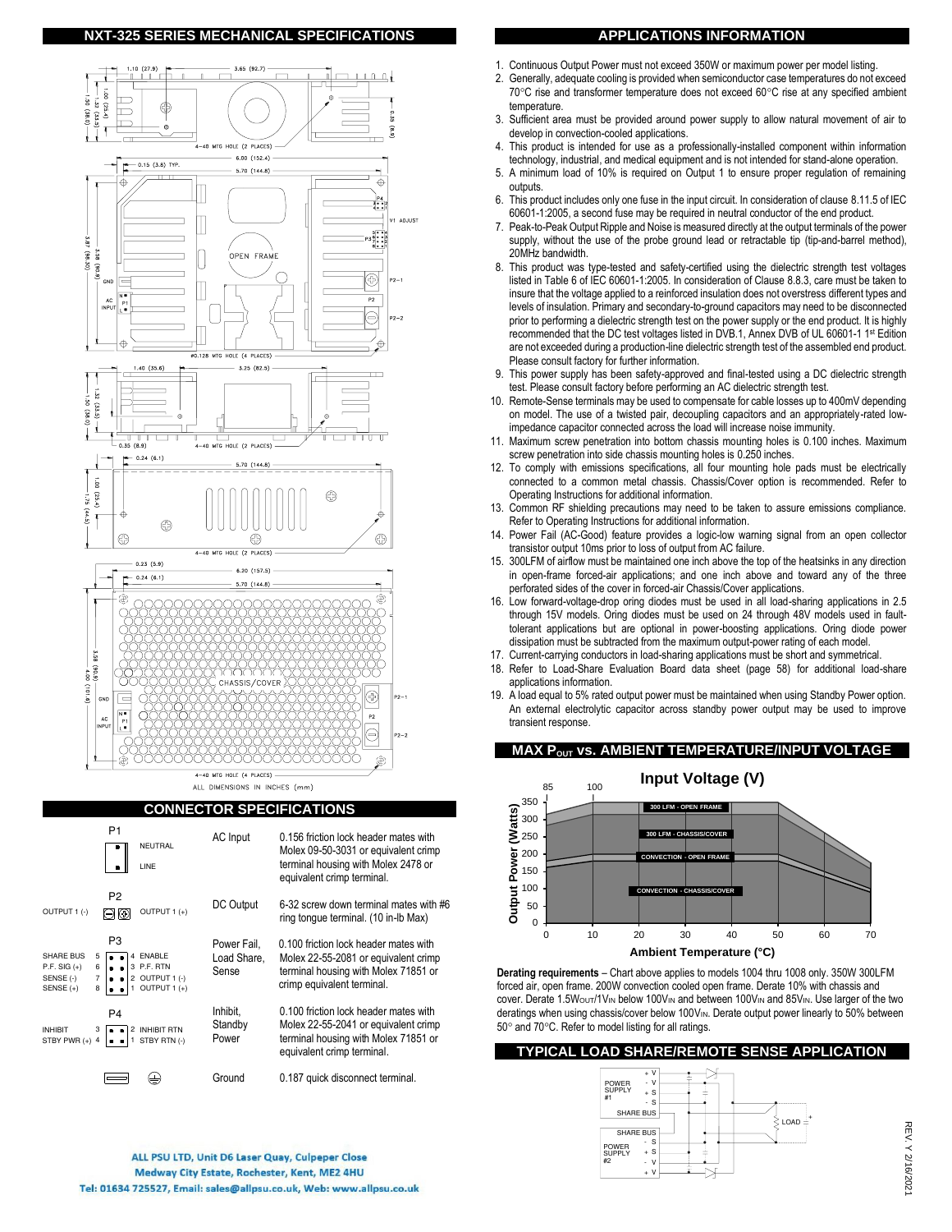## NXT-325 SERIES MECHANICAL SPECIFICATIONS

1.10 (27.9)
3.65 (92.7)
1.00 (25.4)
1.32 (33.5)
1.50 (38.0)
0.35 (8.9)
4-40 MTG HOLE (2 PLACES)
6.00 (152.4)
0.15 (3.8) TYP.
5.70 (144.8)
P4
V1 ADJUST
P3
3.87 (98.30)
3.38 (85.8)
OPEN FRAME
GND
P2-1
AC INPUT
P1
P2
P2-2
#0.128 MTG HOLE (4 PLACES)
1.40 (35.6)
3.25 (82.5)
1.32 (33.5)
1.50 (38.0)
0.35 (8.9)
4-40 MTG HOLE (2 PLACES)
0.24 (6.1)
5.70 (144.8)
1.00 (25.4)
1.75 (44.5)
4-40 MTG HOLE (2 PLACES)
0.23 (5.9)
6.20 (157.5)
0.24 (6.1)
5.70 (144.8)
3.58 (90.9)
4.00 (101.6)
CHASSIS/COVER
GND
P2-1
AC INPUT
P2
P2-2
4-40 MTG HOLE (4 PLACES)
ALL DIMENSIONS IN INCHES (mm)

## CONNECTOR SPECIFICATIONS

| Connector | Pins | Function | Description |
|---|---|---|---|
| P1 | NEUTRAL, LINE | AC Input | 0.156 friction lock header mates with Molex 09-50-3031 or equivalent crimp terminal housing with Molex 2478 or equivalent crimp terminal. |
| P2 | OUTPUT 1 (-), OUTPUT 1 (+) | DC Output | 6-32 screw down terminal mates with #6 ring tongue terminal. (10 in-lb Max) |
| P3 | 5 SHARE BUS, 6 P.F. SIG (+), 7 SENSE (-), 8 SENSE (+), 4 ENABLE, 3 P.F. RTN, 2 OUTPUT 1 (-), 1 OUTPUT 1 (+) | Power Fail, Load Share, Sense | 0.100 friction lock header mates with Molex 22-55-2081 or equivalent crimp terminal housing with Molex 71851 or equivalent crimp terminal. |
| P4 | 3 INHIBIT, 4 STBY PWR (+), 2 INHIBIT RTN, 1 STBY RTN (-) | Inhibit, Standby Power | 0.100 friction lock header mates with Molex 22-55-2041 or equivalent crimp terminal housing with Molex 71851 or equivalent crimp terminal. |
| ⏚ | | Ground | 0.187 quick disconnect terminal. |

ALL PSU LTD, Unit D6 Laser Quay, Culpeper Close
Medway City Estate, Rochester, Kent, ME2 4HU
Tel: 01634 725527, Email: sales@allpsu.co.uk, Web: www.allpsu.co.uk

## APPLICATIONS INFORMATION

1. Continuous Output Power must not exceed 350W or maximum power per model listing.
2. Generally, adequate cooling is provided when semiconductor case temperatures do not exceed 70°C rise and transformer temperature does not exceed 60°C rise at any specified ambient temperature.
3. Sufficient area must be provided around power supply to allow natural movement of air to develop in convection-cooled applications.
4. This product is intended for use as a professionally-installed component within information technology, industrial, and medical equipment and is not intended for stand-alone operation.
5. A minimum load of 10% is required on Output 1 to ensure proper regulation of remaining outputs.
6. This product includes only one fuse in the input circuit. In consideration of clause 8.11.5 of IEC 60601-1:2005, a second fuse may be required in neutral conductor of the end product.
7. Peak-to-Peak Output Ripple and Noise is measured directly at the output terminals of the power supply, without the use of the probe ground lead or retractable tip (tip-and-barrel method), 20MHz bandwidth.
8. This product was type-tested and safety-certified using the dielectric strength test voltages listed in Table 6 of IEC 60601-1:2005. In consideration of Clause 8.8.3, care must be taken to insure that the voltage applied to a reinforced insulation does not overstress different types and levels of insulation. Primary and secondary-to-ground capacitors may need to be disconnected prior to performing a dielectric strength test on the power supply or the end product. It is highly recommended that the DC test voltages listed in DVB.1, Annex DVB of UL 60601-1 1st Edition are not exceeded during a production-line dielectric strength test of the assembled end product. Please consult factory for further information.
9. This power supply has been safety-approved and final-tested using a DC dielectric strength test. Please consult factory before performing an AC dielectric strength test.
10. Remote-Sense terminals may be used to compensate for cable losses up to 400mV depending on model. The use of a twisted pair, decoupling capacitors and an appropriately-rated low-impedance capacitor connected across the load will increase noise immunity.
11. Maximum screw penetration into bottom chassis mounting holes is 0.100 inches. Maximum screw penetration into side chassis mounting holes is 0.250 inches.
12. To comply with emissions specifications, all four mounting hole pads must be electrically connected to a common metal chassis. Chassis/Cover option is recommended. Refer to Operating Instructions for additional information.
13. Common RF shielding precautions may need to be taken to assure emissions compliance. Refer to Operating Instructions for additional information.
14. Power Fail (AC-Good) feature provides a logic-low warning signal from an open collector transistor output 10ms prior to loss of output from AC failure.
15. 300LFM of airflow must be maintained one inch above the top of the heatsinks in any direction in open-frame forced-air applications; and one inch above and toward any of the three perforated sides of the cover in forced-air Chassis/Cover applications.
16. Low forward-voltage-drop oring diodes must be used in all load-sharing applications in 2.5 through 15V models. Oring diodes must be used on 24 through 48V models used in fault-tolerant applications but are optional in power-boosting applications. Oring diode power dissipation must be subtracted from the maximum output-power rating of each model.
17. Current-carrying conductors in load-sharing applications must be short and symmetrical.
18. Refer to Load-Share Evaluation Board data sheet (page 58) for additional load-share applications information.
19. A load equal to 5% rated output power must be maintained when using Standby Power option. An external electrolytic capacitor across standby power output may be used to improve transient response.

## MAX $P_{OUT}$ vs. AMBIENT TEMPERATURE/INPUT VOLTAGE

Input Voltage (V)
85
100
Output Power (Watts)
350
300
250
200
150
100
50
0
300 LFM - OPEN FRAME
300 LFM - CHASSIS/COVER
CONVECTION - OPEN FRAME
CONVECTION - CHASSIS/COVER
0
10
20
30
40
50
60
70
Ambient Temperature (°C)

**Derating requirements** – Chart above applies to models 1004 thru 1008 only. 350W 300LFM forced air, open frame. 200W convection cooled open frame. Derate 10% with chassis and cover. Derate $1.5W_{OUT}/1V_{IN}$ below $100V_{IN}$ and between $100V_{IN}$ and $85V_{IN}$. Use larger of the two deratings when using chassis/cover below $100V_{IN}$. Derate output power linearly to 50% between 50° and 70°C. Refer to model listing for all ratings.

## TYPICAL LOAD SHARE/REMOTE SENSE APPLICATION

POWER SUPPLY #1
+ V
- V
+ S
- S
SHARE BUS
LOAD
SHARE BUS
- S
+ S
- V
+ V
POWER SUPPLY #2

REV. Y 2/16/2021